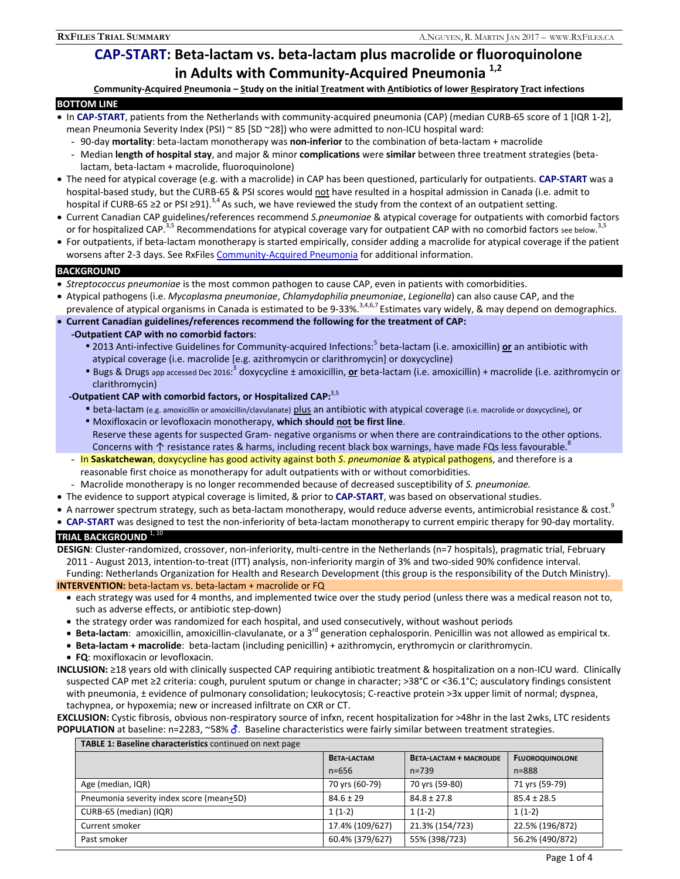# CAP-START: Beta-lactam vs. beta-lactam plus macrolide or fluoroquinolone in Adults with Community-Acquired Pneumonia [1,2]

**C**ommunity-**A**cquired **P**neumonia – **S**tudy on the initial **T**reatment with **A**ntibiotics of lower **R**espiratory **T**ract infections

## BOTTOM LINE

- In **CAP-START**, patients from the Netherlands with community-acquired pneumonia (CAP) (median CURB-65 score of 1 [IQR 1-2], mean Pneumonia Severity Index (PSI) ~ 85 [SD ~28]) who were admitted to non-ICU hospital ward:
  - 90-day **mortality**: beta-lactam monotherapy was **non-inferior** to the combination of beta-lactam + macrolide
  - Median **length of hospital stay**, and major & minor **complications** were **similar** between three treatment strategies (beta-lactam, beta-lactam + macrolide, fluoroquinolone)
- The need for atypical coverage (e.g. with a macrolide) in CAP has been questioned, particularly for outpatients. **CAP-START** was a hospital-based study, but the CURB-65 & PSI scores would not have resulted in a hospital admission in Canada (i.e. admit to hospital if CURB-65 ≥2 or PSI ≥91).[3,4] As such, we have reviewed the study from the context of an outpatient setting.
- Current Canadian CAP guidelines/references recommend *S.pneumoniae* & atypical coverage for outpatients with comorbid factors or for hospitalized CAP.[3,5] Recommendations for atypical coverage vary for outpatient CAP with no comorbid factors see below.[3,5]
- For outpatients, if beta-lactam monotherapy is started empirically, consider adding a macrolide for atypical coverage if the patient worsens after 2-3 days. See RxFiles Community-Acquired Pneumonia for additional information.

## BACKGROUND

- *Streptococcus pneumoniae* is the most common pathogen to cause CAP, even in patients with comorbidities.
- Atypical pathogens (i.e. *Mycoplasma pneumoniae*, *Chlamydophilia pneumoniae*, *Legionella*) can also cause CAP, and the prevalence of atypical organisms in Canada is estimated to be 9-33%.[3,4,6,7] Estimates vary widely, & may depend on demographics.
- **Current Canadian guidelines/references recommend the following for the treatment of CAP:**
  - **-Outpatient CAP with no comorbid factors**:
    - 2013 Anti-infective Guidelines for Community-acquired Infections:[5] beta-lactam (i.e. amoxicillin) **or** an antibiotic with atypical coverage (i.e. macrolide [e.g. azithromycin or clarithromycin] or doxycycline)
    - Bugs & Drugs app accessed Dec 2016:[3] doxycycline ± amoxicillin, **or** beta-lactam (i.e. amoxicillin) + macrolide (i.e. azithromycin or clarithromycin)
  - **-Outpatient CAP with comorbid factors, or Hospitalized CAP:**[3,5]
    - beta-lactam (e.g. amoxicillin or amoxicillin/clavulanate) plus an antibiotic with atypical coverage (i.e. macrolide or doxycycline), or
    - Moxifloxacin or levofloxacin monotherapy, **which should not be first line**. Reserve these agents for suspected Gram- negative organisms or when there are contraindications to the other options. Concerns with ↑ resistance rates & harms, including recent black box warnings, have made FQs less favourable.[8]
  - In **Saskatchewan**, doxycycline has good activity against both *S. pneumoniae* & atypical pathogens, and therefore is a reasonable first choice as monotherapy for adult outpatients with or without comorbidities.
  - Macrolide monotherapy is no longer recommended because of decreased susceptibility of *S. pneumoniae.*
- The evidence to support atypical coverage is limited, & prior to **CAP-START**, was based on observational studies.
- A narrower spectrum strategy, such as beta-lactam monotherapy, would reduce adverse events, antimicrobial resistance & cost.[9]
- **CAP-START** was designed to test the non-inferiority of beta-lactam monotherapy to current empiric therapy for 90-day mortality.

## TRIAL BACKGROUND [1, 10]

**DESIGN**: Cluster-randomized, crossover, non-inferiority, multi-centre in the Netherlands (n=7 hospitals), pragmatic trial, February 2011 - August 2013, intention-to-treat (ITT) analysis, non-inferiority margin of 3% and two-sided 90% confidence interval. Funding: Netherlands Organization for Health and Research Development (this group is the responsibility of the Dutch Ministry).

**INTERVENTION:** beta-lactam vs. beta-lactam + macrolide or FQ

- each strategy was used for 4 months, and implemented twice over the study period (unless there was a medical reason not to, such as adverse effects, or antibiotic step-down)
- the strategy order was randomized for each hospital, and used consecutively, without washout periods
- **Beta-lactam**: amoxicillin, amoxicillin-clavulanate, or a 3rd generation cephalosporin. Penicillin was not allowed as empirical tx.
- **Beta-lactam + macrolide**: beta-lactam (including penicillin) + azithromycin, erythromycin or clarithromycin.
- **FQ**: moxifloxacin or levofloxacin.

**INCLUSION:** ≥18 years old with clinically suspected CAP requiring antibiotic treatment & hospitalization on a non-ICU ward. Clinically suspected CAP met ≥2 criteria: cough, purulent sputum or change in character; >38°C or <36.1°C; ausculatory findings consistent with pneumonia, ± evidence of pulmonary consolidation; leukocytosis; C-reactive protein >3x upper limit of normal; dyspnea, tachypnea, or hypoxemia; new or increased infiltrate on CXR or CT.

**EXCLUSION:** Cystic fibrosis, obvious non-respiratory source of infxn, recent hospitalization for >48hr in the last 2wks, LTC residents

**POPULATION** at baseline: n=2283, ~58% ♂. Baseline characteristics were fairly similar between treatment strategies.

**TABLE 1: Baseline characteristics** continued on next page

| | BETA-LACTAM n=656 | BETA-LACTAM + MACROLIDE n=739 | FLUOROQUINOLONE n=888 |
|---|---|---|---|
| Age (median, IQR) | 70 yrs (60-79) | 70 yrs (59-80) | 71 yrs (59-79) |
| Pneumonia severity index score (mean±SD) | 84.6 ± 29 | 84.8 ± 27.8 | 85.4 ± 28.5 |
| CURB-65 (median) (IQR) | 1 (1-2) | 1 (1-2) | 1 (1-2) |
| Current smoker | 17.4% (109/627) | 21.3% (154/723) | 22.5% (196/872) |
| Past smoker | 60.4% (379/627) | 55% (398/723) | 56.2% (490/872) |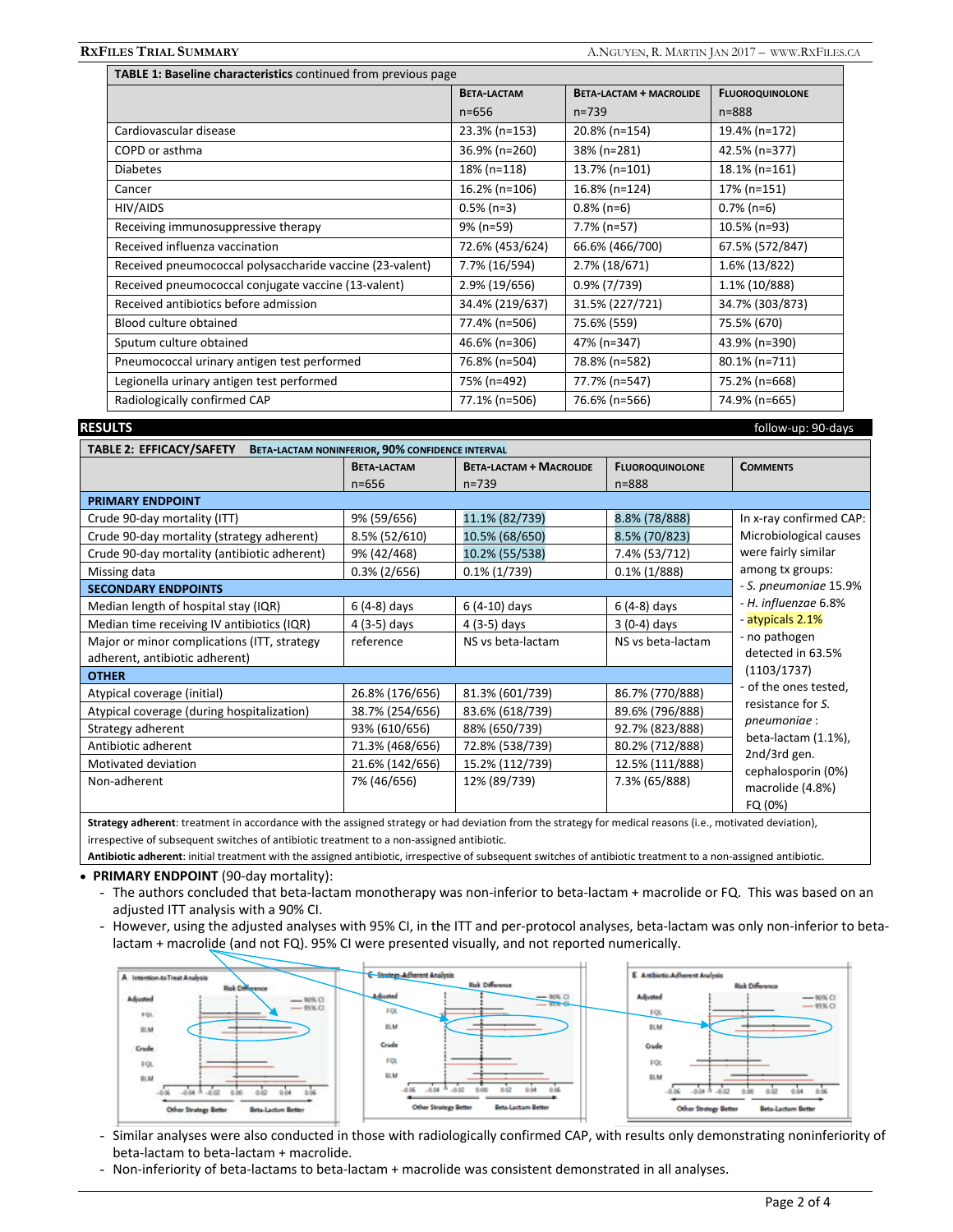| **TABLE 1: Baseline characteristics** continued from previous page | | | |
|---|---|---|---|
| | **BETA-LACTAM** n=656 | **BETA-LACTAM + MACROLIDE** n=739 | **FLUOROQUINOLONE** n=888 |
| Cardiovascular disease | 23.3% (n=153) | 20.8% (n=154) | 19.4% (n=172) |
| COPD or asthma | 36.9% (n=260) | 38% (n=281) | 42.5% (n=377) |
| Diabetes | 18% (n=118) | 13.7% (n=101) | 18.1% (n=161) |
| Cancer | 16.2% (n=106) | 16.8% (n=124) | 17% (n=151) |
| HIV/AIDS | 0.5% (n=3) | 0.8% (n=6) | 0.7% (n=6) |
| Receiving immunosuppressive therapy | 9% (n=59) | 7.7% (n=57) | 10.5% (n=93) |
| Received influenza vaccination | 72.6% (453/624) | 66.6% (466/700) | 67.5% (572/847) |
| Received pneumococcal polysaccharide vaccine (23-valent) | 7.7% (16/594) | 2.7% (18/671) | 1.6% (13/822) |
| Received pneumococcal conjugate vaccine (13-valent) | 2.9% (19/656) | 0.9% (7/739) | 1.1% (10/888) |
| Received antibiotics before admission | 34.4% (219/637) | 31.5% (227/721) | 34.7% (303/873) |
| Blood culture obtained | 77.4% (n=506) | 75.6% (559) | 75.5% (670) |
| Sputum culture obtained | 46.6% (n=306) | 47% (n=347) | 43.9% (n=390) |
| Pneumococcal urinary antigen test performed | 76.8% (n=504) | 78.8% (n=582) | 80.1% (n=711) |
| Legionella urinary antigen test performed | 75% (n=492) | 77.7% (n=547) | 75.2% (n=668) |
| Radiologically confirmed CAP | 77.1% (n=506) | 76.6% (n=566) | 74.9% (n=665) |

## RESULTS

follow-up: 90-days

| **TABLE 2: EFFICACY/SAFETY** BETA-LACTAM NONINFERIOR, 90% CONFIDENCE INTERVAL | | | | |
|---|---|---|---|---|
| | **BETA-LACTAM** n=656 | **BETA-LACTAM + MACROLIDE** n=739 | **FLUOROQUINOLONE** n=888 | **COMMENTS** |
| **PRIMARY ENDPOINT** | | | | In x-ray confirmed CAP: Microbiological causes were fairly similar among tx groups: - *S. pneumoniae* 15.9% - *H. influenzae* 6.8% - atypicals 2.1% - no pathogen detected in 63.5% (1103/1737) - of the ones tested, resistance for *S. pneumoniae* : beta-lactam (1.1%), 2nd/3rd gen. cephalosporin (0%) macrolide (4.8%) FQ (0%) |
| Crude 90-day mortality (ITT) | 9% (59/656) | 11.1% (82/739) | 8.8% (78/888) | |
| Crude 90-day mortality (strategy adherent) | 8.5% (52/610) | 10.5% (68/650) | 8.5% (70/823) | |
| Crude 90-day mortality (antibiotic adherent) | 9% (42/468) | 10.2% (55/538) | 7.4% (53/712) | |
| Missing data | 0.3% (2/656) | 0.1% (1/739) | 0.1% (1/888) | |
| **SECONDARY ENDPOINTS** | | | | |
| Median length of hospital stay (IQR) | 6 (4-8) days | 6 (4-10) days | 6 (4-8) days | |
| Median time receiving IV antibiotics (IQR) | 4 (3-5) days | 4 (3-5) days | 3 (0-4) days | |
| Major or minor complications (ITT, strategy adherent, antibiotic adherent) | reference | NS vs beta-lactam | NS vs beta-lactam | |
| **OTHER** | | | | |
| Atypical coverage (initial) | 26.8% (176/656) | 81.3% (601/739) | 86.7% (770/888) | |
| Atypical coverage (during hospitalization) | 38.7% (254/656) | 83.6% (618/739) | 89.6% (796/888) | |
| Strategy adherent | 93% (610/656) | 88% (650/739) | 92.7% (823/888) | |
| Antibiotic adherent | 71.3% (468/656) | 72.8% (538/739) | 80.2% (712/888) | |
| Motivated deviation | 21.6% (142/656) | 15.2% (112/739) | 12.5% (111/888) | |
| Non-adherent | 7% (46/656) | 12% (89/739) | 7.3% (65/888) | |

**Strategy adherent**: treatment in accordance with the assigned strategy or had deviation from the strategy for medical reasons (i.e., motivated deviation), irrespective of subsequent switches of antibiotic treatment to a non-assigned antibiotic.
**Antibiotic adherent**: initial treatment with the assigned antibiotic, irrespective of subsequent switches of antibiotic treatment to a non-assigned antibiotic.

- **PRIMARY ENDPOINT** (90-day mortality):
  - The authors concluded that beta-lactam monotherapy was non-inferior to beta-lactam + macrolide or FQ. This was based on an adjusted ITT analysis with a 90% CI.
  - However, using the adjusted analyses with 95% CI, in the ITT and per-protocol analyses, beta-lactam was only non-inferior to beta-lactam + macrolide (and not FQ). 95% CI were presented visually, and not reported numerically.

  - Similar analyses were also conducted in those with radiologically confirmed CAP, with results only demonstrating noninferiority of beta-lactam to beta-lactam + macrolide.
  - Non-inferiority of beta-lactams to beta-lactam + macrolide was consistent demonstrated in all analyses.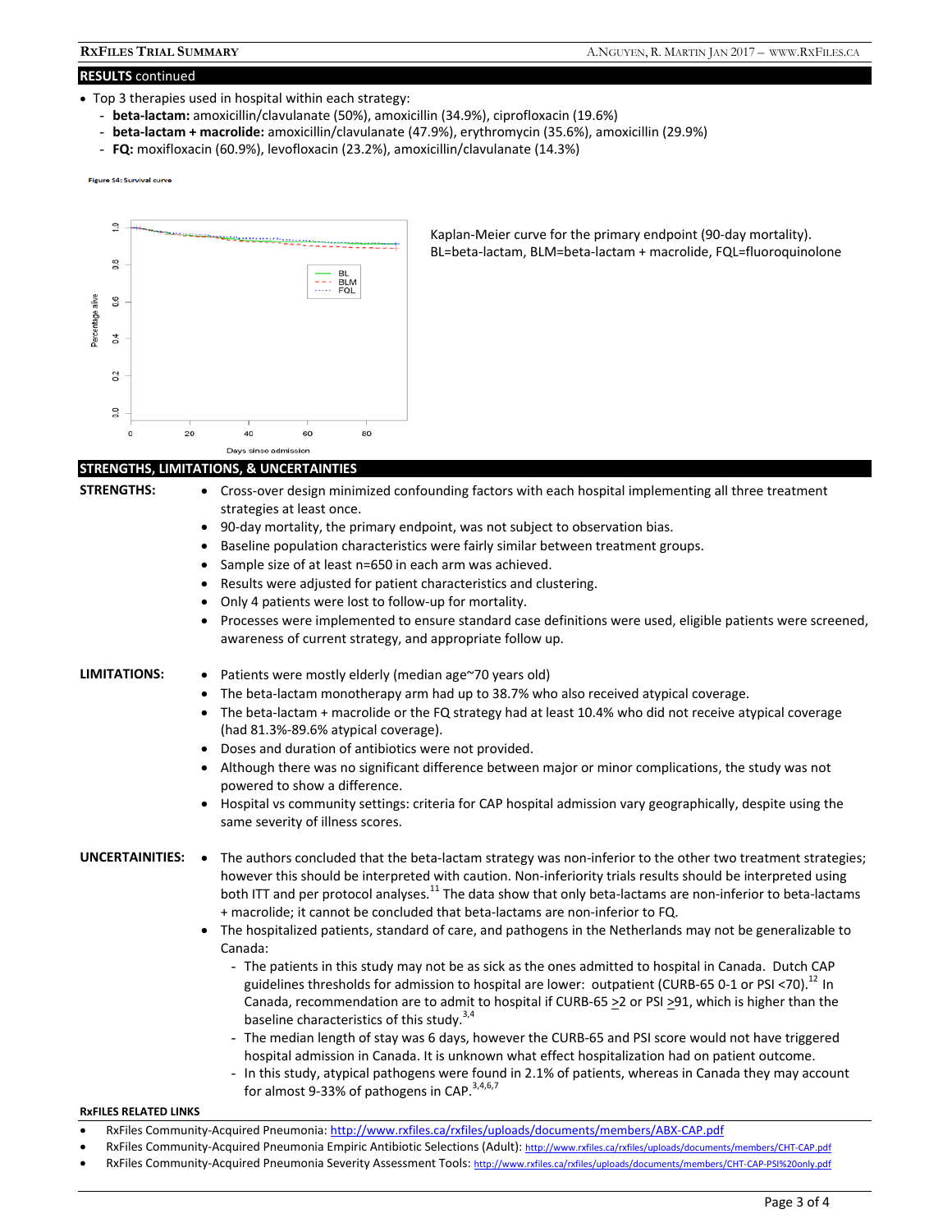## RESULTS continued

- Top 3 therapies used in hospital within each strategy:
  - **beta-lactam:** amoxicillin/clavulanate (50%), amoxicillin (34.9%), ciprofloxacin (19.6%)
  - **beta-lactam + macrolide:** amoxicillin/clavulanate (47.9%), erythromycin (35.6%), amoxicillin (29.9%)
  - **FQ:** moxifloxacin (60.9%), levofloxacin (23.2%), amoxicillin/clavulanate (14.3%)

Figure S4: Survival curve

Kaplan-Meier curve for the primary endpoint (90-day mortality). BL=beta-lactam, BLM=beta-lactam + macrolide, FQL=fluoroquinolone

## STRENGTHS, LIMITATIONS, & UNCERTAINTIES

**STRENGTHS:**

- Cross-over design minimized confounding factors with each hospital implementing all three treatment strategies at least once.
- 90-day mortality, the primary endpoint, was not subject to observation bias.
- Baseline population characteristics were fairly similar between treatment groups.
- Sample size of at least n=650 in each arm was achieved.
- Results were adjusted for patient characteristics and clustering.
- Only 4 patients were lost to follow-up for mortality.
- Processes were implemented to ensure standard case definitions were used, eligible patients were screened, awareness of current strategy, and appropriate follow up.

**LIMITATIONS:**

- Patients were mostly elderly (median age~70 years old)
- The beta-lactam monotherapy arm had up to 38.7% who also received atypical coverage.
- The beta-lactam + macrolide or the FQ strategy had at least 10.4% who did not receive atypical coverage (had 81.3%-89.6% atypical coverage).
- Doses and duration of antibiotics were not provided.
- Although there was no significant difference between major or minor complications, the study was not powered to show a difference.
- Hospital vs community settings: criteria for CAP hospital admission vary geographically, despite using the same severity of illness scores.

**UNCERTAINITIES:**

- The authors concluded that the beta-lactam strategy was non-inferior to the other two treatment strategies; however this should be interpreted with caution. Non-inferiority trials results should be interpreted using both ITT and per protocol analyses.[11] The data show that only beta-lactams are non-inferior to beta-lactams + macrolide; it cannot be concluded that beta-lactams are non-inferior to FQ.
- The hospitalized patients, standard of care, and pathogens in the Netherlands may not be generalizable to Canada:
  - The patients in this study may not be as sick as the ones admitted to hospital in Canada. Dutch CAP guidelines thresholds for admission to hospital are lower: outpatient (CURB-65 0-1 or PSI <70).[12] In Canada, recommendation are to admit to hospital if CURB-65 $\geq$2 or PSI $\geq$91, which is higher than the baseline characteristics of this study.[3,4]
  - The median length of stay was 6 days, however the CURB-65 and PSI score would not have triggered hospital admission in Canada. It is unknown what effect hospitalization had on patient outcome.
  - In this study, atypical pathogens were found in 2.1% of patients, whereas in Canada they may account for almost 9-33% of pathogens in CAP.[3,4,6,7]

**RxFILES RELATED LINKS**

- RxFiles Community-Acquired Pneumonia: http://www.rxfiles.ca/rxfiles/uploads/documents/members/ABX-CAP.pdf
- RxFiles Community-Acquired Pneumonia Empiric Antibiotic Selections (Adult): http://www.rxfiles.ca/rxfiles/uploads/documents/members/CHT-CAP.pdf
- RxFiles Community-Acquired Pneumonia Severity Assessment Tools: http://www.rxfiles.ca/rxfiles/uploads/documents/members/CHT-CAP-PSI%20only.pdf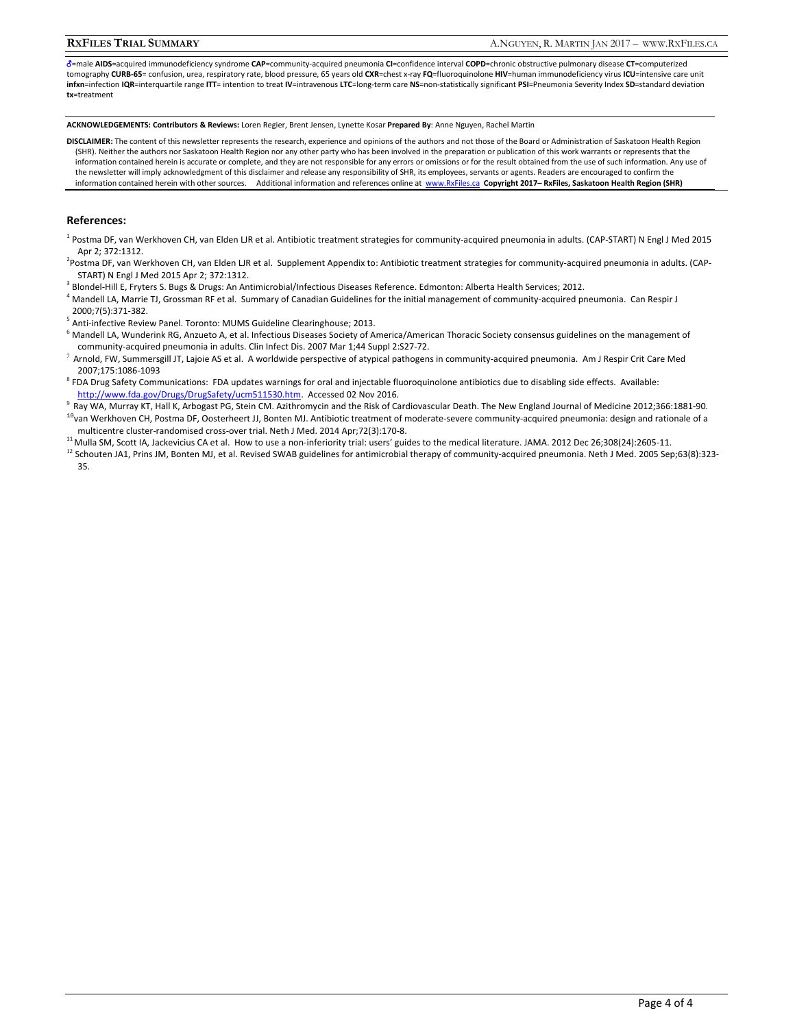♂=male **AIDS**=acquired immunodeficiency syndrome **CAP**=community-acquired pneumonia **CI**=confidence interval **COPD**=chronic obstructive pulmonary disease **CT**=computerized tomography **CURB-65**= confusion, urea, respiratory rate, blood pressure, 65 years old **CXR**=chest x-ray **FQ**=fluoroquinolone **HIV**=human immunodeficiency virus **ICU**=intensive care unit **infxn**=infection **IQR**=interquartile range **ITT**= intention to treat **IV**=intravenous **LTC**=long-term care **NS**=non-statistically significant **PSI**=Pneumonia Severity Index **SD**=standard deviation **tx**=treatment

**ACKNOWLEDGEMENTS: Contributors & Reviews:** Loren Regier, Brent Jensen, Lynette Kosar **Prepared By**: Anne Nguyen, Rachel Martin

**DISCLAIMER:** The content of this newsletter represents the research, experience and opinions of the authors and not those of the Board or Administration of Saskatoon Health Region (SHR). Neither the authors nor Saskatoon Health Region nor any other party who has been involved in the preparation or publication of this work warrants or represents that the information contained herein is accurate or complete, and they are not responsible for any errors or omissions or for the result obtained from the use of such information. Any use of the newsletter will imply acknowledgment of this disclaimer and release any responsibility of SHR, its employees, servants or agents. Readers are encouraged to confirm the information contained herein with other sources. Additional information and references online at www.RxFiles.ca **Copyright 2017– RxFiles, Saskatoon Health Region (SHR)**

## References:

[1] Postma DF, van Werkhoven CH, van Elden LJR et al. Antibiotic treatment strategies for community-acquired pneumonia in adults. (CAP-START) N Engl J Med 2015 Apr 2; 372:1312.

[2] Postma DF, van Werkhoven CH, van Elden LJR et al. Supplement Appendix to: Antibiotic treatment strategies for community-acquired pneumonia in adults. (CAP-START) N Engl J Med 2015 Apr 2; 372:1312.

[3] Blondel-Hill E, Fryters S. Bugs & Drugs: An Antimicrobial/Infectious Diseases Reference. Edmonton: Alberta Health Services; 2012.

[4] Mandell LA, Marrie TJ, Grossman RF et al. Summary of Canadian Guidelines for the initial management of community-acquired pneumonia. Can Respir J 2000;7(5):371-382.

[5] Anti-infective Review Panel. Toronto: MUMS Guideline Clearinghouse; 2013.

[6] Mandell LA, Wunderink RG, Anzueto A, et al. Infectious Diseases Society of America/American Thoracic Society consensus guidelines on the management of community-acquired pneumonia in adults. Clin Infect Dis. 2007 Mar 1;44 Suppl 2:S27-72.

[7] Arnold, FW, Summersgill JT, Lajoie AS et al. A worldwide perspective of atypical pathogens in community-acquired pneumonia. Am J Respir Crit Care Med 2007;175:1086-1093

[8] FDA Drug Safety Communications: FDA updates warnings for oral and injectable fluoroquinolone antibiotics due to disabling side effects. Available: http://www.fda.gov/Drugs/DrugSafety/ucm511530.htm. Accessed 02 Nov 2016.

[9] Ray WA, Murray KT, Hall K, Arbogast PG, Stein CM. Azithromycin and the Risk of Cardiovascular Death. The New England Journal of Medicine 2012;366:1881-90.

[10] van Werkhoven CH, Postma DF, Oosterheert JJ, Bonten MJ. Antibiotic treatment of moderate-severe community-acquired pneumonia: design and rationale of a multicentre cluster-randomised cross-over trial. Neth J Med. 2014 Apr;72(3):170-8.

[11] Mulla SM, Scott IA, Jackevicius CA et al. How to use a non-inferiority trial: users' guides to the medical literature. JAMA. 2012 Dec 26;308(24):2605-11.

[12] Schouten JA1, Prins JM, Bonten MJ, et al. Revised SWAB guidelines for antimicrobial therapy of community-acquired pneumonia. Neth J Med. 2005 Sep;63(8):323-35.